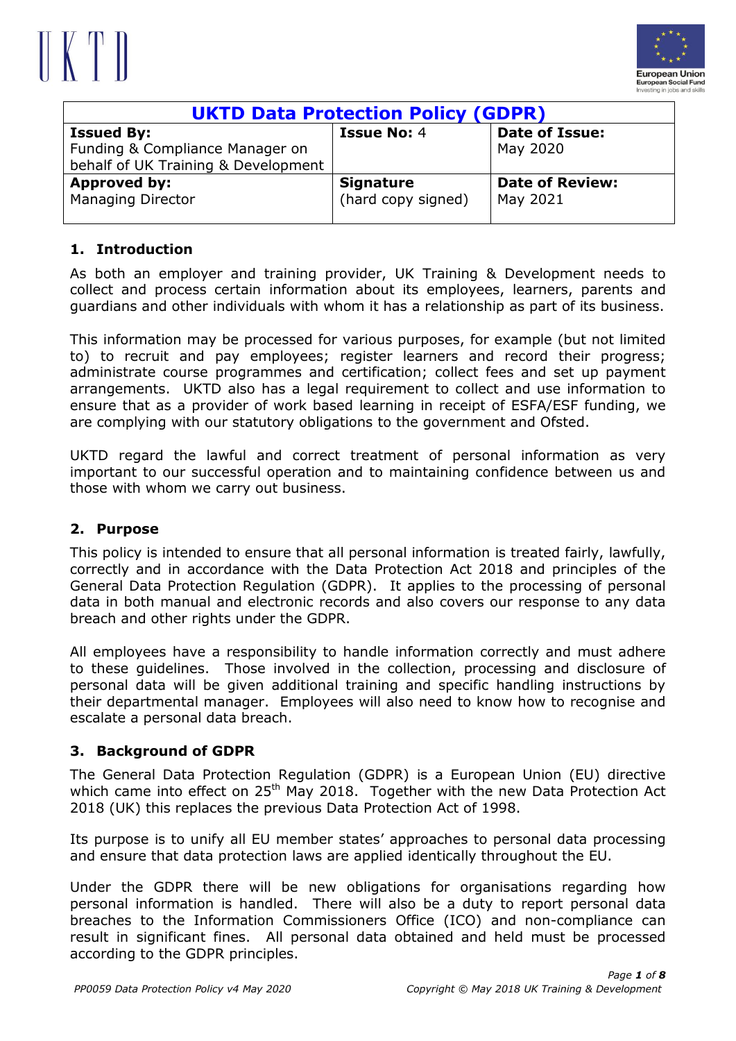| UKTD Data Protection Policy (GDPR) | | |
|---|---|---|
| **Issued By:** Funding & Compliance Manager on behalf of UK Training & Development | **Issue No:** 4 | **Date of Issue:** May 2020 |
| **Approved by:** Managing Director | **Signature** (hard copy signed) | **Date of Review:** May 2021 |

## 1. Introduction

As both an employer and training provider, UK Training & Development needs to collect and process certain information about its employees, learners, parents and guardians and other individuals with whom it has a relationship as part of its business.

This information may be processed for various purposes, for example (but not limited to) to recruit and pay employees; register learners and record their progress; administrate course programmes and certification; collect fees and set up payment arrangements. UKTD also has a legal requirement to collect and use information to ensure that as a provider of work based learning in receipt of ESFA/ESF funding, we are complying with our statutory obligations to the government and Ofsted.

UKTD regard the lawful and correct treatment of personal information as very important to our successful operation and to maintaining confidence between us and those with whom we carry out business.

## 2. Purpose

This policy is intended to ensure that all personal information is treated fairly, lawfully, correctly and in accordance with the Data Protection Act 2018 and principles of the General Data Protection Regulation (GDPR). It applies to the processing of personal data in both manual and electronic records and also covers our response to any data breach and other rights under the GDPR.

All employees have a responsibility to handle information correctly and must adhere to these guidelines. Those involved in the collection, processing and disclosure of personal data will be given additional training and specific handling instructions by their departmental manager. Employees will also need to know how to recognise and escalate a personal data breach.

## 3. Background of GDPR

The General Data Protection Regulation (GDPR) is a European Union (EU) directive which came into effect on 25th May 2018. Together with the new Data Protection Act 2018 (UK) this replaces the previous Data Protection Act of 1998.

Its purpose is to unify all EU member states' approaches to personal data processing and ensure that data protection laws are applied identically throughout the EU.

Under the GDPR there will be new obligations for organisations regarding how personal information is handled. There will also be a duty to report personal data breaches to the Information Commissioners Office (ICO) and non-compliance can result in significant fines. All personal data obtained and held must be processed according to the GDPR principles.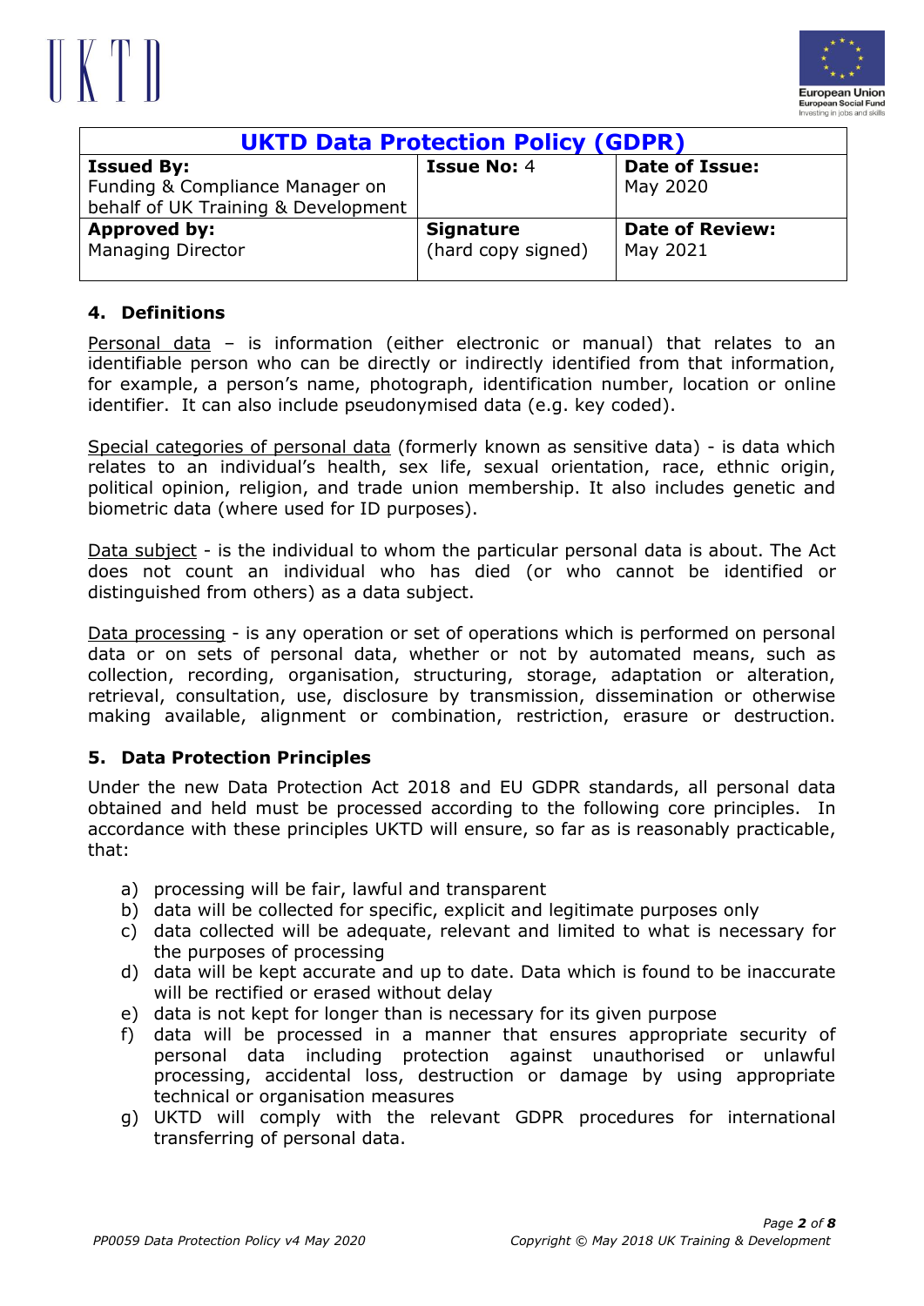| **UKTD Data Protection Policy (GDPR)** | | |
|---|---|---|
| **Issued By:** Funding & Compliance Manager on behalf of UK Training & Development | **Issue No:** 4 | **Date of Issue:** May 2020 |
| **Approved by:** Managing Director | **Signature** (hard copy signed) | **Date of Review:** May 2021 |

## 4. Definitions

Personal data – is information (either electronic or manual) that relates to an identifiable person who can be directly or indirectly identified from that information, for example, a person's name, photograph, identification number, location or online identifier. It can also include pseudonymised data (e.g. key coded).

Special categories of personal data (formerly known as sensitive data) - is data which relates to an individual's health, sex life, sexual orientation, race, ethnic origin, political opinion, religion, and trade union membership. It also includes genetic and biometric data (where used for ID purposes).

Data subject - is the individual to whom the particular personal data is about. The Act does not count an individual who has died (or who cannot be identified or distinguished from others) as a data subject.

Data processing - is any operation or set of operations which is performed on personal data or on sets of personal data, whether or not by automated means, such as collection, recording, organisation, structuring, storage, adaptation or alteration, retrieval, consultation, use, disclosure by transmission, dissemination or otherwise making available, alignment or combination, restriction, erasure or destruction.

## 5. Data Protection Principles

Under the new Data Protection Act 2018 and EU GDPR standards, all personal data obtained and held must be processed according to the following core principles. In accordance with these principles UKTD will ensure, so far as is reasonably practicable, that:

a) processing will be fair, lawful and transparent
b) data will be collected for specific, explicit and legitimate purposes only
c) data collected will be adequate, relevant and limited to what is necessary for the purposes of processing
d) data will be kept accurate and up to date. Data which is found to be inaccurate will be rectified or erased without delay
e) data is not kept for longer than is necessary for its given purpose
f) data will be processed in a manner that ensures appropriate security of personal data including protection against unauthorised or unlawful processing, accidental loss, destruction or damage by using appropriate technical or organisation measures
g) UKTD will comply with the relevant GDPR procedures for international transferring of personal data.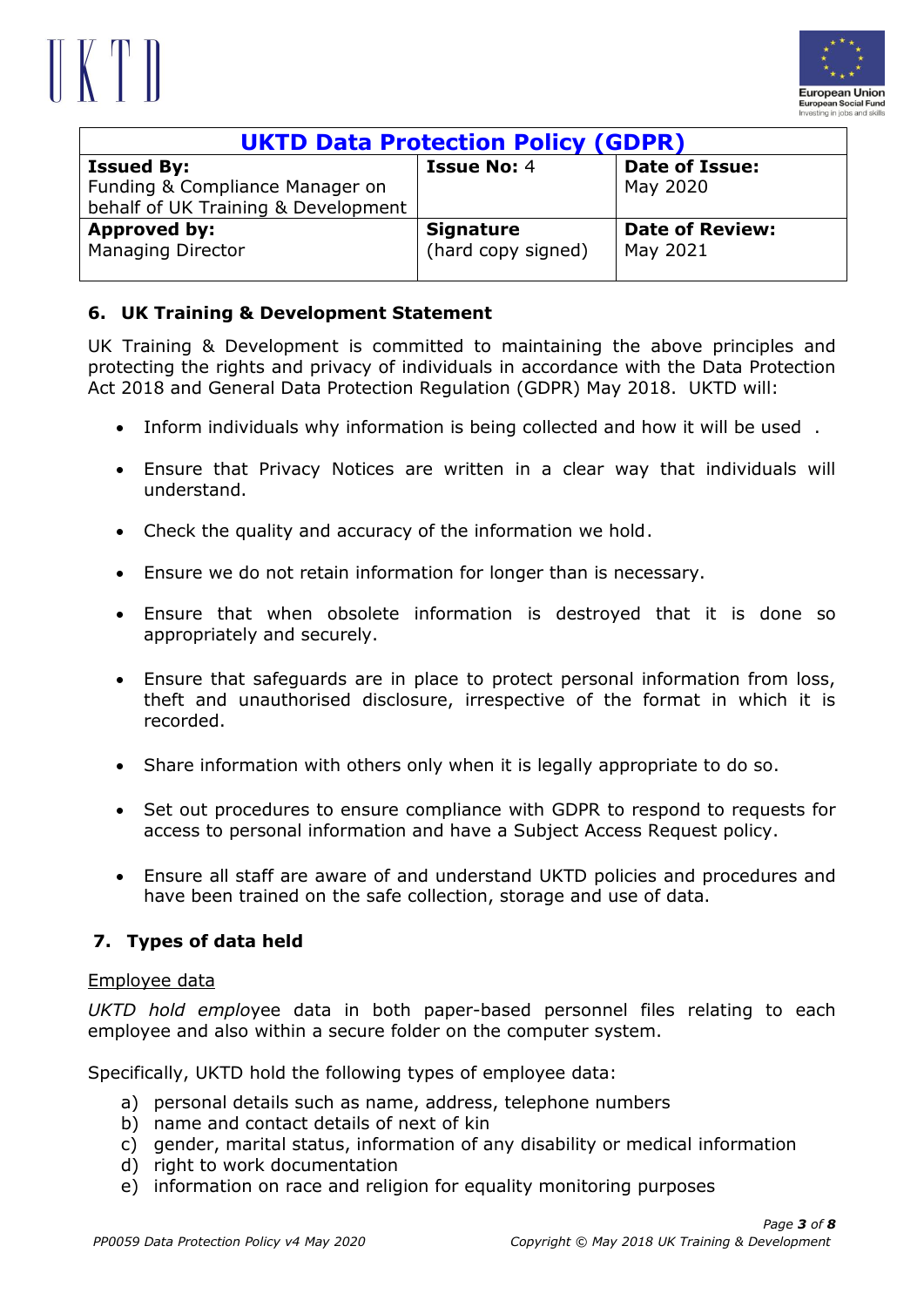| UKTD Data Protection Policy (GDPR) | | |
|---|---|---|
| **Issued By:** Funding & Compliance Manager on behalf of UK Training & Development | **Issue No:** 4 | **Date of Issue:** May 2020 |
| **Approved by:** Managing Director | **Signature** (hard copy signed) | **Date of Review:** May 2021 |

## 6. UK Training & Development Statement

UK Training & Development is committed to maintaining the above principles and protecting the rights and privacy of individuals in accordance with the Data Protection Act 2018 and General Data Protection Regulation (GDPR) May 2018. UKTD will:

- Inform individuals why information is being collected and how it will be used .
- Ensure that Privacy Notices are written in a clear way that individuals will understand.
- Check the quality and accuracy of the information we hold.
- Ensure we do not retain information for longer than is necessary.
- Ensure that when obsolete information is destroyed that it is done so appropriately and securely.
- Ensure that safeguards are in place to protect personal information from loss, theft and unauthorised disclosure, irrespective of the format in which it is recorded.
- Share information with others only when it is legally appropriate to do so.
- Set out procedures to ensure compliance with GDPR to respond to requests for access to personal information and have a Subject Access Request policy.
- Ensure all staff are aware of and understand UKTD policies and procedures and have been trained on the safe collection, storage and use of data.

## 7. Types of data held

Employee data

*UKTD hold emplo*yee data in both paper-based personnel files relating to each employee and also within a secure folder on the computer system.

Specifically, UKTD hold the following types of employee data:

a) personal details such as name, address, telephone numbers
b) name and contact details of next of kin
c) gender, marital status, information of any disability or medical information
d) right to work documentation
e) information on race and religion for equality monitoring purposes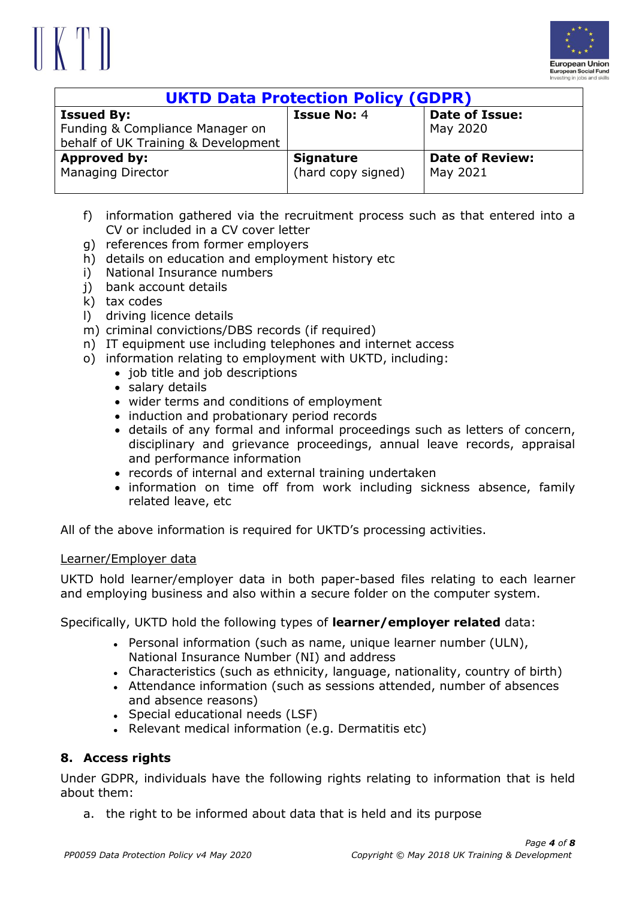f) information gathered via the recruitment process such as that entered into a CV or included in a CV cover letter
g) references from former employers
h) details on education and employment history etc
i) National Insurance numbers
j) bank account details
k) tax codes
l) driving licence details
m) criminal convictions/DBS records (if required)
n) IT equipment use including telephones and internet access
o) information relating to employment with UKTD, including:
   - job title and job descriptions
   - salary details
   - wider terms and conditions of employment
   - induction and probationary period records
   - details of any formal and informal proceedings such as letters of concern, disciplinary and grievance proceedings, annual leave records, appraisal and performance information
   - records of internal and external training undertaken
   - information on time off from work including sickness absence, family related leave, etc

All of the above information is required for UKTD's processing activities.

<u>Learner/Employer data</u>

UKTD hold learner/employer data in both paper-based files relating to each learner and employing business and also within a secure folder on the computer system.

Specifically, UKTD hold the following types of **learner/employer related** data:

- Personal information (such as name, unique learner number (ULN), National Insurance Number (NI) and address
- Characteristics (such as ethnicity, language, nationality, country of birth)
- Attendance information (such as sessions attended, number of absences and absence reasons)
- Special educational needs (LSF)
- Relevant medical information (e.g. Dermatitis etc)

## 8. Access rights

Under GDPR, individuals have the following rights relating to information that is held about them:

a. the right to be informed about data that is held and its purpose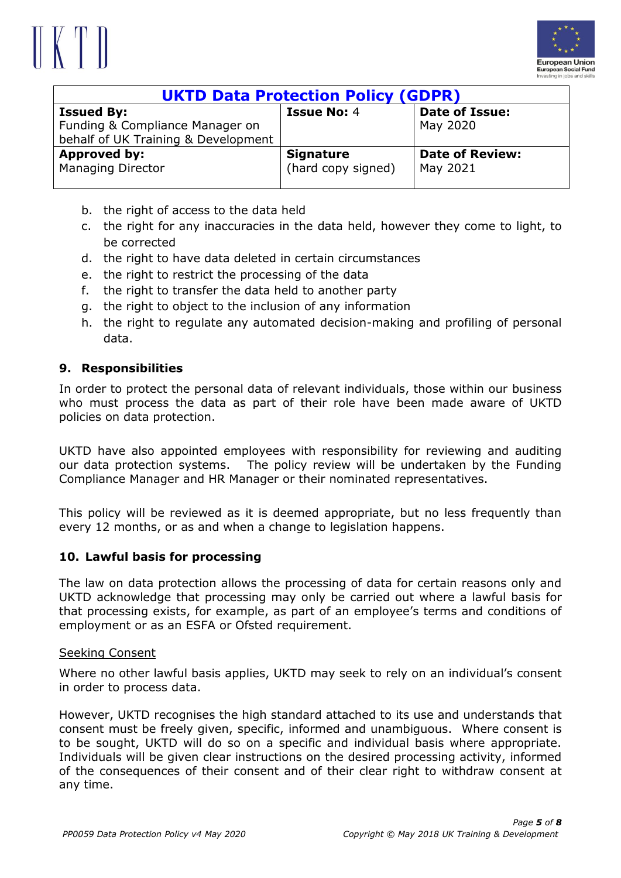b. the right of access to the data held
c. the right for any inaccuracies in the data held, however they come to light, to be corrected
d. the right to have data deleted in certain circumstances
e. the right to restrict the processing of the data
f. the right to transfer the data held to another party
g. the right to object to the inclusion of any information
h. the right to regulate any automated decision-making and profiling of personal data.

## 9. Responsibilities

In order to protect the personal data of relevant individuals, those within our business who must process the data as part of their role have been made aware of UKTD policies on data protection.

UKTD have also appointed employees with responsibility for reviewing and auditing our data protection systems. The policy review will be undertaken by the Funding Compliance Manager and HR Manager or their nominated representatives.

This policy will be reviewed as it is deemed appropriate, but no less frequently than every 12 months, or as and when a change to legislation happens.

## 10. Lawful basis for processing

The law on data protection allows the processing of data for certain reasons only and UKTD acknowledge that processing may only be carried out where a lawful basis for that processing exists, for example, as part of an employee's terms and conditions of employment or as an ESFA or Ofsted requirement.

Seeking Consent

Where no other lawful basis applies, UKTD may seek to rely on an individual's consent in order to process data.

However, UKTD recognises the high standard attached to its use and understands that consent must be freely given, specific, informed and unambiguous. Where consent is to be sought, UKTD will do so on a specific and individual basis where appropriate. Individuals will be given clear instructions on the desired processing activity, informed of the consequences of their consent and of their clear right to withdraw consent at any time.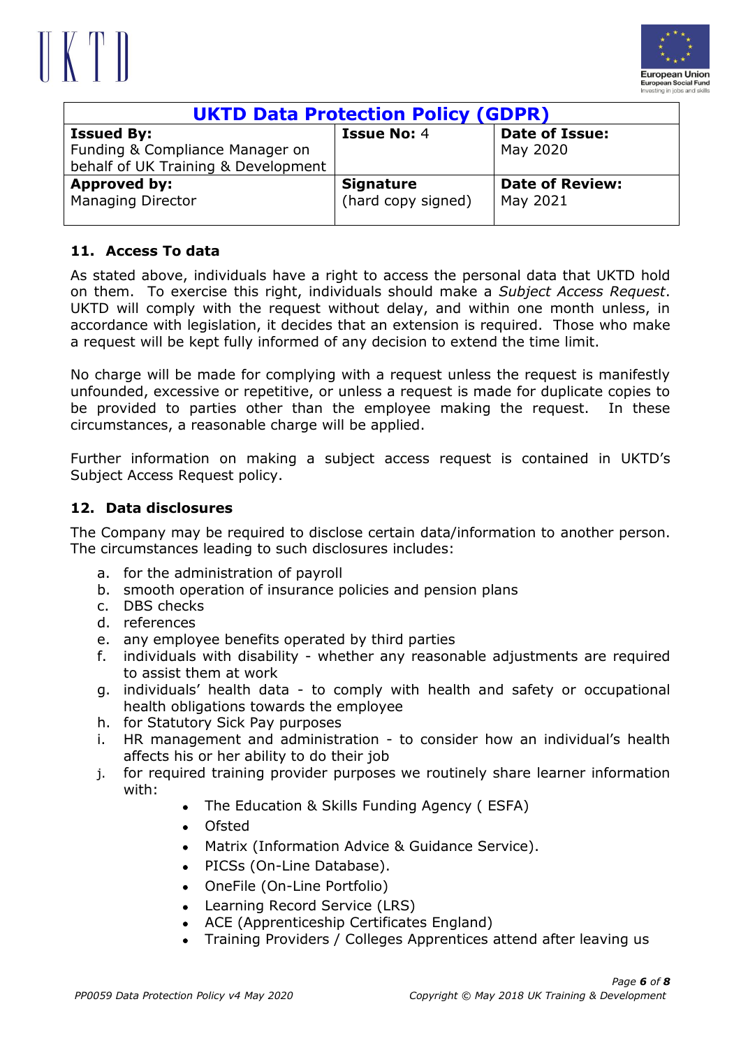| UKTD Data Protection Policy (GDPR) | | |
|---|---|---|
| **Issued By:** Funding & Compliance Manager on behalf of UK Training & Development | **Issue No:** 4 | **Date of Issue:** May 2020 |
| **Approved by:** Managing Director | **Signature** (hard copy signed) | **Date of Review:** May 2021 |

### 11. Access To data

As stated above, individuals have a right to access the personal data that UKTD hold on them. To exercise this right, individuals should make a *Subject Access Request*. UKTD will comply with the request without delay, and within one month unless, in accordance with legislation, it decides that an extension is required. Those who make a request will be kept fully informed of any decision to extend the time limit.

No charge will be made for complying with a request unless the request is manifestly unfounded, excessive or repetitive, or unless a request is made for duplicate copies to be provided to parties other than the employee making the request. In these circumstances, a reasonable charge will be applied.

Further information on making a subject access request is contained in UKTD's Subject Access Request policy.

### 12. Data disclosures

The Company may be required to disclose certain data/information to another person. The circumstances leading to such disclosures includes:

a. for the administration of payroll
b. smooth operation of insurance policies and pension plans
c. DBS checks
d. references
e. any employee benefits operated by third parties
f. individuals with disability - whether any reasonable adjustments are required to assist them at work
g. individuals' health data - to comply with health and safety or occupational health obligations towards the employee
h. for Statutory Sick Pay purposes
i. HR management and administration - to consider how an individual's health affects his or her ability to do their job
j. for required training provider purposes we routinely share learner information with:
   - The Education & Skills Funding Agency ( ESFA)
   - Ofsted
   - Matrix (Information Advice & Guidance Service).
   - PICSs (On-Line Database).
   - OneFile (On-Line Portfolio)
   - Learning Record Service (LRS)
   - ACE (Apprenticeship Certificates England)
   - Training Providers / Colleges Apprentices attend after leaving us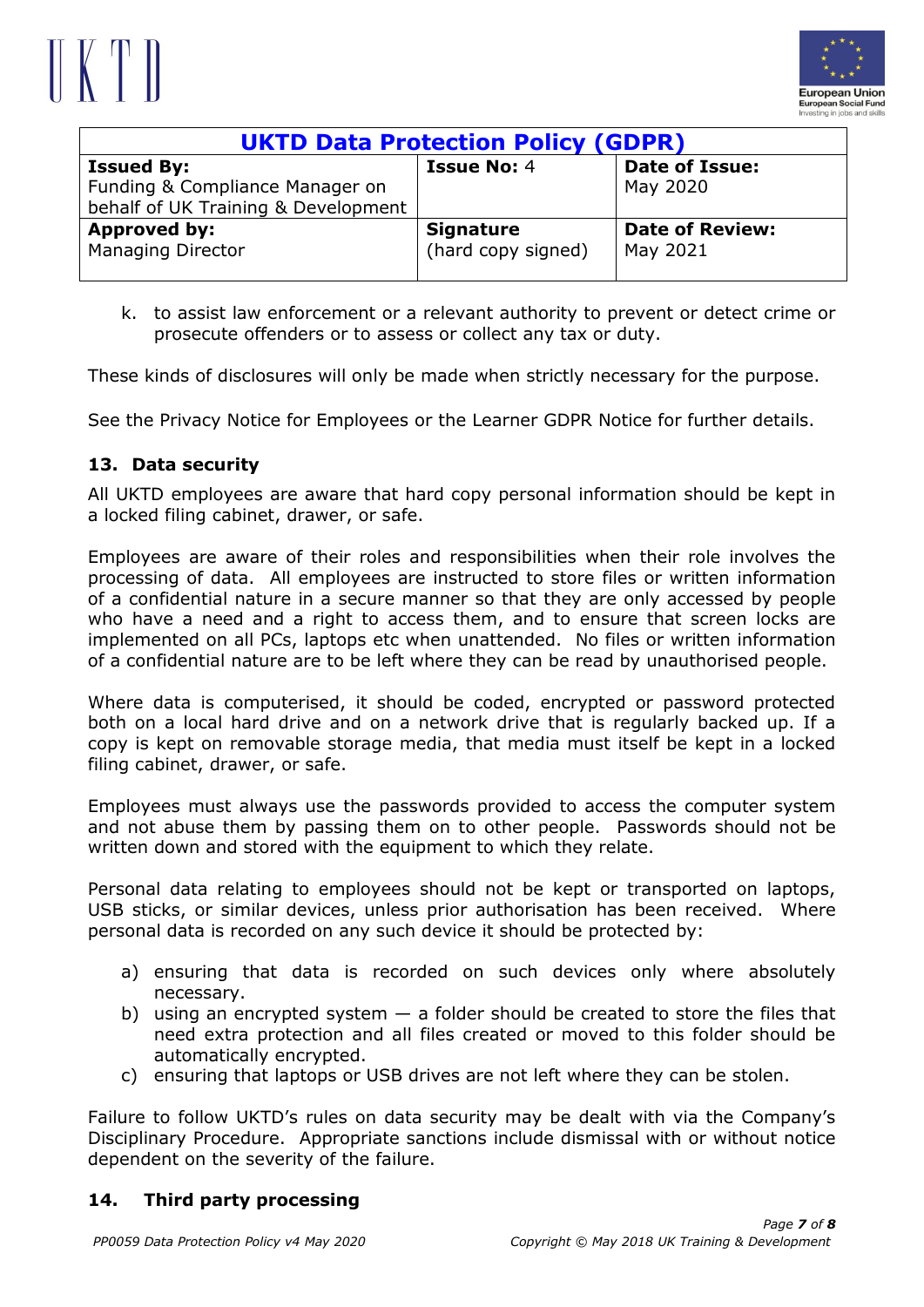| UKTD Data Protection Policy (GDPR) | | |
|---|---|---|
| **Issued By:** Funding & Compliance Manager on behalf of UK Training & Development | **Issue No:** 4 | **Date of Issue:** May 2020 |
| **Approved by:** Managing Director | **Signature** (hard copy signed) | **Date of Review:** May 2021 |

k. to assist law enforcement or a relevant authority to prevent or detect crime or prosecute offenders or to assess or collect any tax or duty.

These kinds of disclosures will only be made when strictly necessary for the purpose.

See the Privacy Notice for Employees or the Learner GDPR Notice for further details.

## 13. Data security

All UKTD employees are aware that hard copy personal information should be kept in a locked filing cabinet, drawer, or safe.

Employees are aware of their roles and responsibilities when their role involves the processing of data. All employees are instructed to store files or written information of a confidential nature in a secure manner so that they are only accessed by people who have a need and a right to access them, and to ensure that screen locks are implemented on all PCs, laptops etc when unattended. No files or written information of a confidential nature are to be left where they can be read by unauthorised people.

Where data is computerised, it should be coded, encrypted or password protected both on a local hard drive and on a network drive that is regularly backed up. If a copy is kept on removable storage media, that media must itself be kept in a locked filing cabinet, drawer, or safe.

Employees must always use the passwords provided to access the computer system and not abuse them by passing them on to other people. Passwords should not be written down and stored with the equipment to which they relate.

Personal data relating to employees should not be kept or transported on laptops, USB sticks, or similar devices, unless prior authorisation has been received. Where personal data is recorded on any such device it should be protected by:

a) ensuring that data is recorded on such devices only where absolutely necessary.
b) using an encrypted system — a folder should be created to store the files that need extra protection and all files created or moved to this folder should be automatically encrypted.
c) ensuring that laptops or USB drives are not left where they can be stolen.

Failure to follow UKTD's rules on data security may be dealt with via the Company's Disciplinary Procedure. Appropriate sanctions include dismissal with or without notice dependent on the severity of the failure.

## 14. Third party processing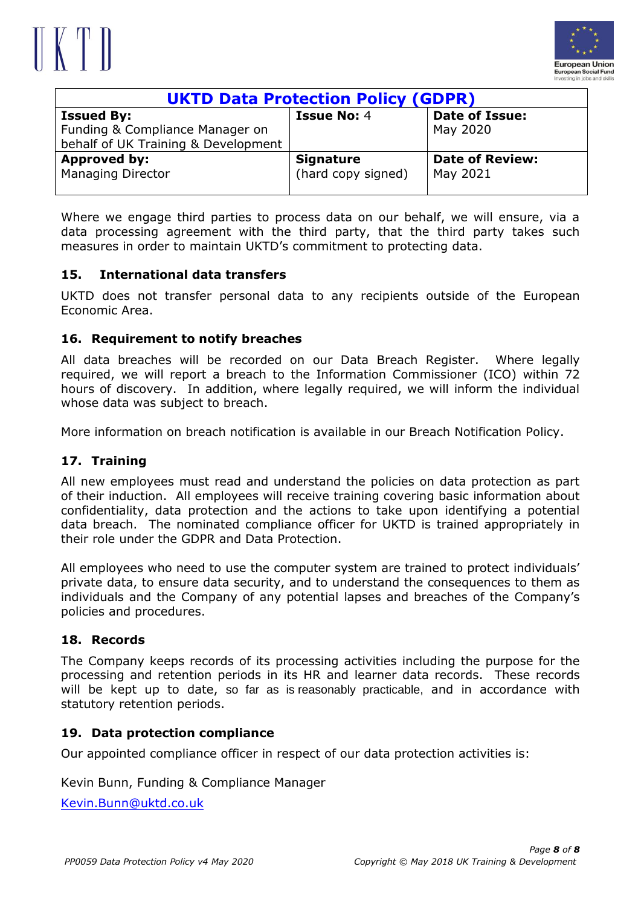| UKTD Data Protection Policy (GDPR) | | |
|---|---|---|
| **Issued By:** Funding & Compliance Manager on behalf of UK Training & Development | **Issue No:** 4 | **Date of Issue:** May 2020 |
| **Approved by:** Managing Director | **Signature** (hard copy signed) | **Date of Review:** May 2021 |

Where we engage third parties to process data on our behalf, we will ensure, via a data processing agreement with the third party, that the third party takes such measures in order to maintain UKTD's commitment to protecting data.

### 15. International data transfers

UKTD does not transfer personal data to any recipients outside of the European Economic Area.

### 16. Requirement to notify breaches

All data breaches will be recorded on our Data Breach Register. Where legally required, we will report a breach to the Information Commissioner (ICO) within 72 hours of discovery. In addition, where legally required, we will inform the individual whose data was subject to breach.

More information on breach notification is available in our Breach Notification Policy.

### 17. Training

All new employees must read and understand the policies on data protection as part of their induction. All employees will receive training covering basic information about confidentiality, data protection and the actions to take upon identifying a potential data breach. The nominated compliance officer for UKTD is trained appropriately in their role under the GDPR and Data Protection.

All employees who need to use the computer system are trained to protect individuals' private data, to ensure data security, and to understand the consequences to them as individuals and the Company of any potential lapses and breaches of the Company's policies and procedures.

### 18. Records

The Company keeps records of its processing activities including the purpose for the processing and retention periods in its HR and learner data records. These records will be kept up to date, so far as is reasonably practicable, and in accordance with statutory retention periods.

### 19. Data protection compliance

Our appointed compliance officer in respect of our data protection activities is:

Kevin Bunn, Funding & Compliance Manager

Kevin.Bunn@uktd.co.uk